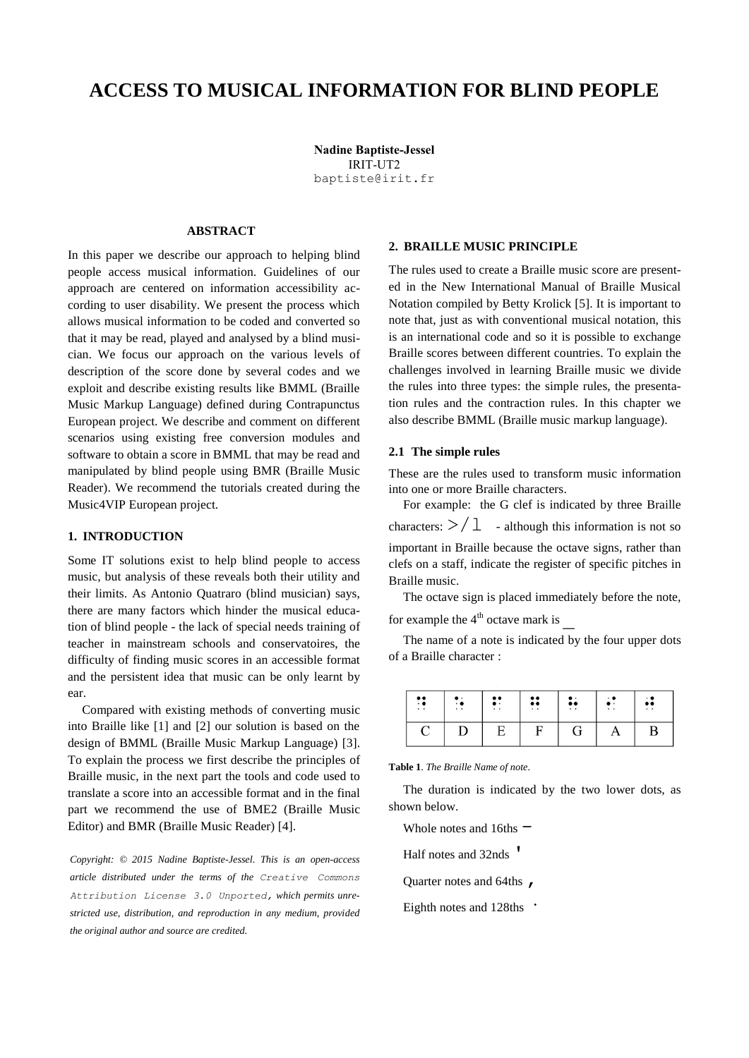# ACCESS TO MUSICAL INFORMATION FOR BLIND PEOPLE

**Nadine Baptiste-Jessel**
IRIT-UT2
baptiste@irit.fr

## ABSTRACT

In this paper we describe our approach to helping blind people access musical information. Guidelines of our approach are centered on information accessibility according to user disability. We present the process which allows musical information to be coded and converted so that it may be read, played and analysed by a blind musician. We focus our approach on the various levels of description of the score done by several codes and we exploit and describe existing results like BMML (Braille Music Markup Language) defined during Contrapunctus European project. We describe and comment on different scenarios using existing free conversion modules and software to obtain a score in BMML that may be read and manipulated by blind people using BMR (Braille Music Reader). We recommend the tutorials created during the Music4VIP European project.

## 1. INTRODUCTION

Some IT solutions exist to help blind people to access music, but analysis of these reveals both their utility and their limits. As Antonio Quatraro (blind musician) says, there are many factors which hinder the musical education of blind people - the lack of special needs training of teacher in mainstream schools and conservatoires, the difficulty of finding music scores in an accessible format and the persistent idea that music can be only learnt by ear.

Compared with existing methods of converting music into Braille like [1] and [2] our solution is based on the design of BMML (Braille Music Markup Language) [3]. To explain the process we first describe the principles of Braille music, in the next part the tools and code used to translate a score into an accessible format and in the final part we recommend the use of BME2 (Braille Music Editor) and BMR (Braille Music Reader) [4].

*Copyright: © 2015 Nadine Baptiste-Jessel. This is an open-access article distributed under the terms of the Creative Commons Attribution License 3.0 Unported, which permits unrestricted use, distribution, and reproduction in any medium, provided the original author and source are credited.*

## 2. BRAILLE MUSIC PRINCIPLE

The rules used to create a Braille music score are presented in the New International Manual of Braille Musical Notation compiled by Betty Krolick [5]. It is important to note that, just as with conventional musical notation, this is an international code and so it is possible to exchange Braille scores between different countries. To explain the challenges involved in learning Braille music we divide the rules into three types: the simple rules, the presentation rules and the contraction rules. In this chapter we also describe BMML (Braille music markup language).

### 2.1 The simple rules

These are the rules used to transform music information into one or more Braille characters.

For example: the G clef is indicated by three Braille characters: >/l - although this information is not so important in Braille because the octave signs, rather than clefs on a staff, indicate the register of specific pitches in Braille music.

The octave sign is placed immediately before the note, for example the 4th octave mark is _

The name of a note is indicated by the four upper dots of a Braille character :

| ⠹ | ⠱ | ⠫ | ⠻ | ⠳ | ⠪ | ⠺ |
|---|---|---|---|---|---|---|
| C | D | E | F | G | A | B |

**Table 1**. *The Braille Name of note*.

The duration is indicated by the two lower dots, as shown below.

Whole notes and 16ths -

Half notes and 32nds '

Quarter notes and 64ths ,

Eighth notes and 128ths .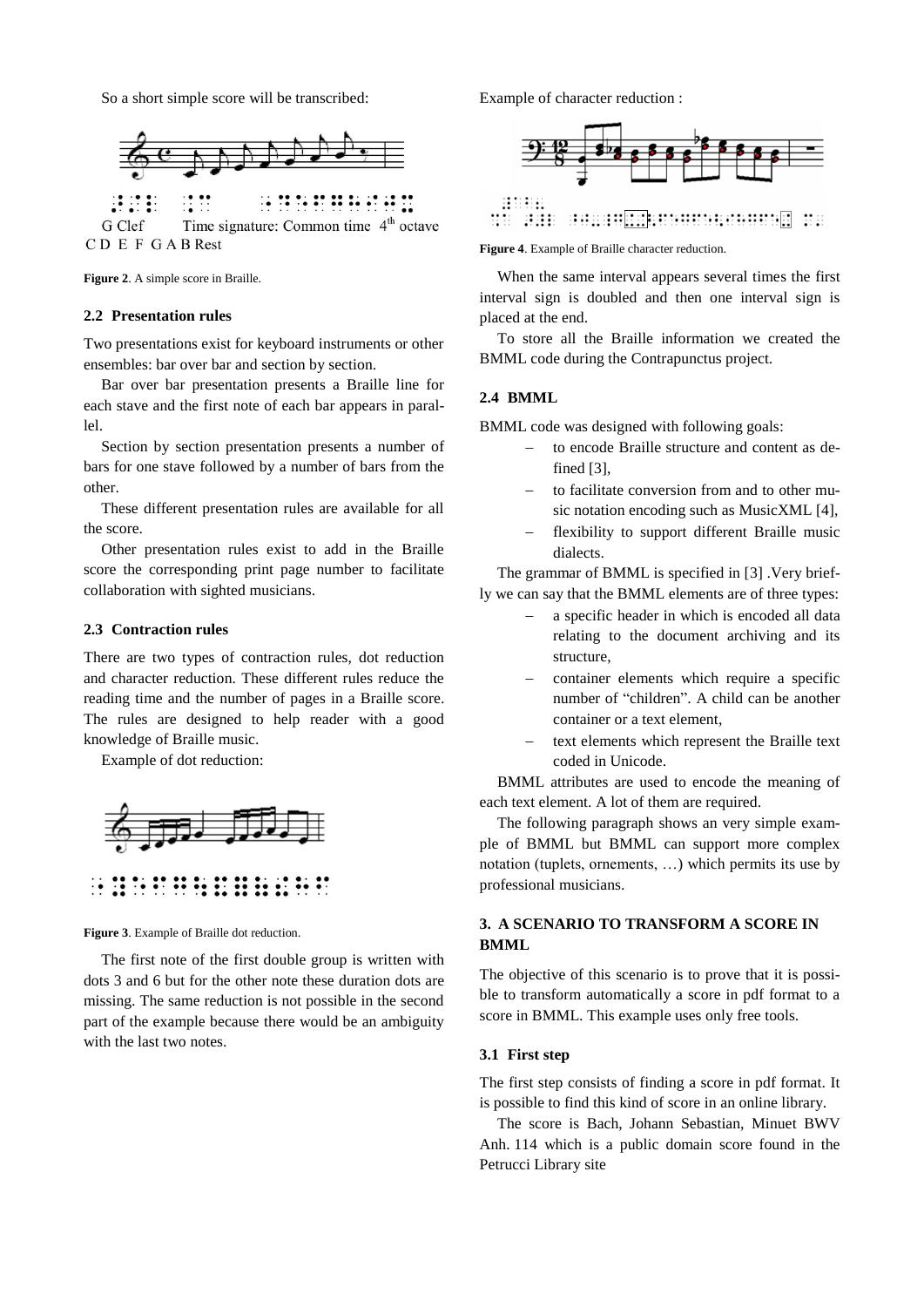So a short simple score will be transcribed:

G Clef    Time signature: Common time  4th octave
C D E F G A B Rest

**Figure 2**. A simple score in Braille.

### 2.2 Presentation rules

Two presentations exist for keyboard instruments or other ensembles: bar over bar and section by section.

Bar over bar presentation presents a Braille line for each stave and the first note of each bar appears in parallel.

Section by section presentation presents a number of bars for one stave followed by a number of bars from the other.

These different presentation rules are available for all the score.

Other presentation rules exist to add in the Braille score the corresponding print page number to facilitate collaboration with sighted musicians.

### 2.3 Contraction rules

There are two types of contraction rules, dot reduction and character reduction. These different rules reduce the reading time and the number of pages in a Braille score. The rules are designed to help reader with a good knowledge of Braille music.

Example of dot reduction:

**Figure 3**. Example of Braille dot reduction.

The first note of the first double group is written with dots 3 and 6 but for the other note these duration dots are missing. The same reduction is not possible in the second part of the example because there would be an ambiguity with the last two notes.

Example of character reduction :

**Figure 4**. Example of Braille character reduction.

When the same interval appears several times the first interval sign is doubled and then one interval sign is placed at the end.

To store all the Braille information we created the BMML code during the Contrapunctus project.

### 2.4 BMML

BMML code was designed with following goals:

- to encode Braille structure and content as defined [3],
- to facilitate conversion from and to other music notation encoding such as MusicXML [4],
- flexibility to support different Braille music dialects.

The grammar of BMML is specified in [3] .Very briefly we can say that the BMML elements are of three types:

- a specific header in which is encoded all data relating to the document archiving and its structure,
- container elements which require a specific number of "children". A child can be another container or a text element,
- text elements which represent the Braille text coded in Unicode.

BMML attributes are used to encode the meaning of each text element. A lot of them are required.

The following paragraph shows an very simple example of BMML but BMML can support more complex notation (tuplets, ornements, …) which permits its use by professional musicians.

## 3. A SCENARIO TO TRANSFORM A SCORE IN BMML

The objective of this scenario is to prove that it is possible to transform automatically a score in pdf format to a score in BMML. This example uses only free tools.

### 3.1 First step

The first step consists of finding a score in pdf format. It is possible to find this kind of score in an online library.

The score is Bach, Johann Sebastian, Minuet BWV Anh. 114 which is a public domain score found in the Petrucci Library site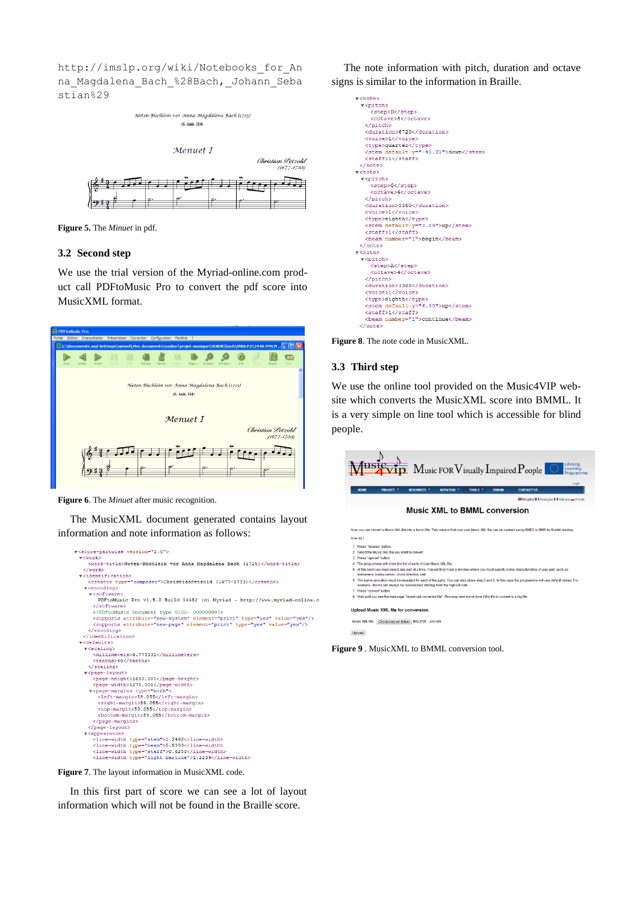http://imslp.org/wiki/Notebooks_for_Anna_Magdalena_Bach_%28Bach,_Johann_Sebastian%29

**Figure 5**. The *Minuet* in pdf.

### 3.2 Second step

We use the trial version of the Myriad-online.com product call PDFtoMusic Pro to convert the pdf score into MusicXML format.

**Figure 6**. The *Minuet* after music recognition.

The MusicXML document generated contains layout information and note information as follows:

```
<score-partwise version="2.0">
  <work>
    <work-title>Noten-Büchlein vor Anna Magdalena Bach (1725)</work-title>
  </work>
  <identification>
    <creator type="composer">ChristianPetzold (1677-1733)</creator>
    <encoding>
      <software>
        PDFtoMusic Pro v1.5.0 Build 14482 (c) Myriad - http://www.myriad-online.c
      </software>
      <?PDFtoMusic Document type 0100- 000000000?>
      <supports attribute="new-system" element="print" type="yes" value="yes"/>
      <supports attribute="new-page" element="print" type="yes" value="yes"/>
    </encoding>
  </identification>
  <defaults>
    <scaling>
      <millimeters>6.773331</millimeters>
      <tenths>40</tenths>
    </scaling>
    <page-layout>
      <page-height>1650.001</page-height>
      <page-width>1275.000</page-width>
      <page-margins type="both">
        <left-margin>59.055</left-margin>
        <right-margin>59.055</right-margin>
        <top-margin>59.055</top-margin>
        <bottom-margin>59.055</bottom-margin>
      </page-margins>
    </page-layout>
    <appearance>
      <line-width type="stem">1.2492</line-width>
      <line-width type="beam">5.8333</line-width>
      <line-width type="staff">0.6250</line-width>
      <line-width type="light barline">1.2239</line-width>
```

**Figure 7**. The layout information in MusicXML code.

In this first part of score we can see a lot of layout information which will not be found in the Braille score.

The note information with pitch, duration and octave signs is similar to the information in Braille.

```
<note>
  <pitch>
    <step>D</step>
    <octave>5</octave>
  </pitch>
  <duration>6720</duration>
  <voice>1</voice>
  <type>quarter</type>
  <stem default-y="-45.31">down</stem>
  <staff>1</staff>
</note>
<note>
  <pitch>
    <step>G</step>
    <octave>4</octave>
  </pitch>
  <duration>3360</duration>
  <voice>1</voice>
  <type>eighth</type>
  <stem default-y="3.09">up</stem>
  <staff>1</staff>
  <beam number="1">begin</beam>
</note>
<note>
  <pitch>
    <step>A</step>
    <octave>4</octave>
  </pitch>
  <duration>3360</duration>
  <voice>1</voice>
  <type>eighth</type>
  <stem default-y="6.40">up</stem>
  <staff>1</staff>
  <beam number="1">continue</beam>
</note>
```

**Figure 8**. The note code in MusicXML.

### 3.3 Third step

We use the online tool provided on the Music4VIP website which converts the MusicXML score into BMML. It is a very simple on line tool which is accessible for blind people.

**Figure 9** . MusicXML to BMML conversion tool.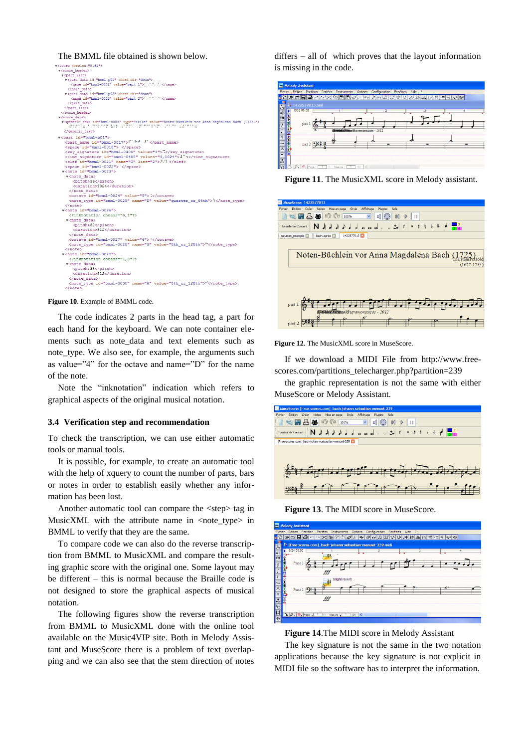The BMML file obtained is shown below.

```
▾<score version="0.81">
  ▾<score_header>
    ▾<part_list>
      ▾<part_data id="bmml-p01" chord_dir="down">
          <name id="bmml-0001" value="part 1"> </name>
        </part_data>
      ▾<part_data id="bmml-p02" chord_dir="down">
          <name id="bmml-0002" value="part 2"> </name>
        </part_data>
      </part_list>
    </score_header>
  ▾<score_data>
    ▾<generic_text id="bmml-0003" type="title" value="Noten-Büchlein vor Anna Magdalena Bach (1725)">
      </generic_text>
  ▾<part id="bmml-p01">
      <part_name id="bmml-0017"> </part_name>
      <space id="bmml-0018"> </space>
      <key_signature id="bmml-0404" value="1"> </key_signature>
      <time_signature id="bmml-0405" values="3,1024"> </time_signature>
      <clef id="bmml-0021" name="G" line="2"> </clef>
      <space id="bmml-0022"> </space>
    ▾<note id="bmml-0023">
      ▾<note_data>
          <pitch>36</pitch>
          <duration>1024</duration>
        </note_data>
        <octave id="bmml-0024" value="5"> </octave>
        <note_type id="bmml-0025" name="D" value="quarter_or_64th"> </note_type>
      </note>
    ▾<note id="bmml-0026">
        <?inknotation cbeams="0,1"?>
      ▾<note_data>
          <pitch>32</pitch>
          <duration>512</duration>
        </note_data>
        <octave id="bmml-0027" value="4"> </octave>
        <note_type id="bmml-0028" name="G" value="8th_or_128th"> </note_type>
      </note>
    ▾<note id="bmml-0029">
        <?inknotation cbeams="1,0"?>
      ▾<note_data>
          <pitch>33</pitch>
          <duration>512</duration>
        </note_data>
        <note_type id="bmml-0030" name="A" value="8th_or_128th"> </note_type>
      </note>
```

**Figure 10**. Example of BMML code.

The code indicates 2 parts in the head tag, a part for each hand for the keyboard. We can note container elements such as note_data and text elements such as note_type. We also see, for example, the arguments such as value="4" for the octave and name="D" for the name of the note.

Note the "inknotation" indication which refers to graphical aspects of the original musical notation.

### 3.4 Verification step and recommendation

To check the transcription, we can use either automatic tools or manual tools.

It is possible, for example, to create an automatic tool with the help of xquery to count the number of parts, bars or notes in order to establish easily whether any information has been lost.

Another automatic tool can compare the <step> tag in MusicXML with the attribute name in <note_type> in BMML to verify that they are the same.

To compare code we can also do the reverse transcription from BMML to MusicXML and compare the resulting graphic score with the original one. Some layout may be different – this is normal because the Braille code is not designed to store the graphical aspects of musical notation.

The following figures show the reverse transcription from BMML to MusicXML done with the online tool available on the Music4VIP site. Both in Melody Assistant and MuseScore there is a problem of text overlapping and we can also see that the stem direction of notes differs – all of which proves that the layout information is missing in the code.

**Figure 11**. The MusicXML score in Melody assistant.

**Figure 12**. The MusicXML score in MuseScore.

If we download a MIDI File from http://www.free-scores.com/partitions_telecharger.php?partition=239

the graphic representation is not the same with either MuseScore or Melody Assistant.

**Figure 13**. The MIDI score in MuseScore.

**Figure 14**.The MIDI score in Melody Assistant

The key signature is not the same in the two notation applications because the key signature is not explicit in MIDI file so the software has to interpret the information.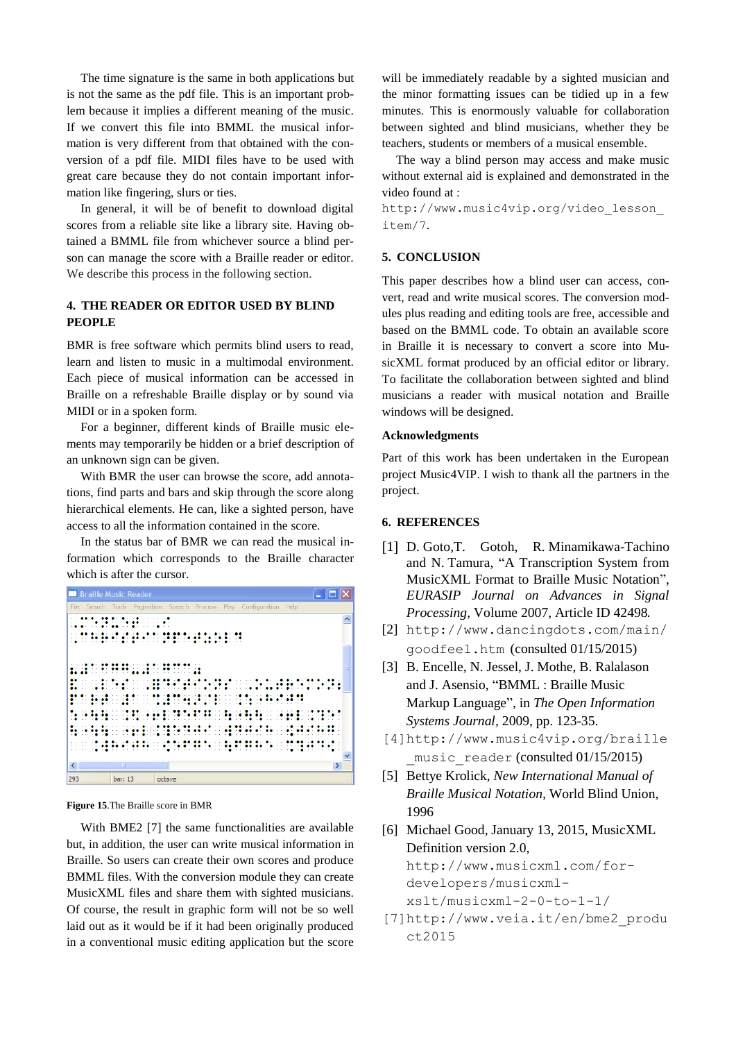The time signature is the same in both applications but is not the same as the pdf file. This is an important problem because it implies a different meaning of the music. If we convert this file into BMML the musical information is very different from that obtained with the conversion of a pdf file. MIDI files have to be used with great care because they do not contain important information like fingering, slurs or ties.

In general, it will be of benefit to download digital scores from a reliable site like a library site. Having obtained a BMML file from whichever source a blind person can manage the score with a Braille reader or editor. We describe this process in the following section.

## 4. THE READER OR EDITOR USED BY BLIND PEOPLE

BMR is free software which permits blind users to read, learn and listen to music in a multimodal environment. Each piece of musical information can be accessed in Braille on a refreshable Braille display or by sound via MIDI or in a spoken form.

For a beginner, different kinds of Braille music elements may temporarily be hidden or a brief description of an unknown sign can be given.

With BMR the user can browse the score, add annotations, find parts and bars and skip through the score along hierarchical elements. He can, like a sighted person, have access to all the information contained in the score.

In the status bar of BMR we can read the musical information which corresponds to the Braille character which is after the cursor.

**Figure 15**.The Braille score in BMR

With BME2 [7] the same functionalities are available but, in addition, the user can write musical information in Braille. So users can create their own scores and produce BMML files. With the conversion module they can create MusicXML files and share them with sighted musicians. Of course, the result in graphic form will not be so well laid out as it would be if it had been originally produced in a conventional music editing application but the score will be immediately readable by a sighted musician and the minor formatting issues can be tidied up in a few minutes. This is enormously valuable for collaboration between sighted and blind musicians, whether they be teachers, students or members of a musical ensemble.

The way a blind person may access and make music without external aid is explained and demonstrated in the video found at : http://www.music4vip.org/video_lesson_item/7.

## 5. CONCLUSION

This paper describes how a blind user can access, convert, read and write musical scores. The conversion modules plus reading and editing tools are free, accessible and based on the BMML code. To obtain an available score in Braille it is necessary to convert a score into MusicXML format produced by an official editor or library. To facilitate the collaboration between sighted and blind musicians a reader with musical notation and Braille windows will be designed.

### Acknowledgments

Part of this work has been undertaken in the European project Music4VIP. I wish to thank all the partners in the project.

## 6. REFERENCES

[1] D. Goto,T. Gotoh, R. Minamikawa-Tachino and N. Tamura, "A Transcription System from MusicXML Format to Braille Music Notation", *EURASIP Journal on Advances in Signal Processing*, Volume 2007, Article ID 42498.

[2] http://www.dancingdots.com/main/goodfeel.htm (consulted 01/15/2015)

[3] B. Encelle, N. Jessel, J. Mothe, B. Ralalason and J. Asensio, "BMML : Braille Music Markup Language", in *The Open Information Systems Journal*, 2009, pp. 123-35.

[4] http://www.music4vip.org/braille_music_reader (consulted 01/15/2015)

[5] Bettye Krolick, *New International Manual of Braille Musical Notation*, World Blind Union, 1996

[6] Michael Good, January 13, 2015, MusicXML Definition version 2.0, http://www.musicxml.com/for-developers/musicxml-xslt/musicxml-2-0-to-1-1/

[7] http://www.veia.it/en/bme2_product2015